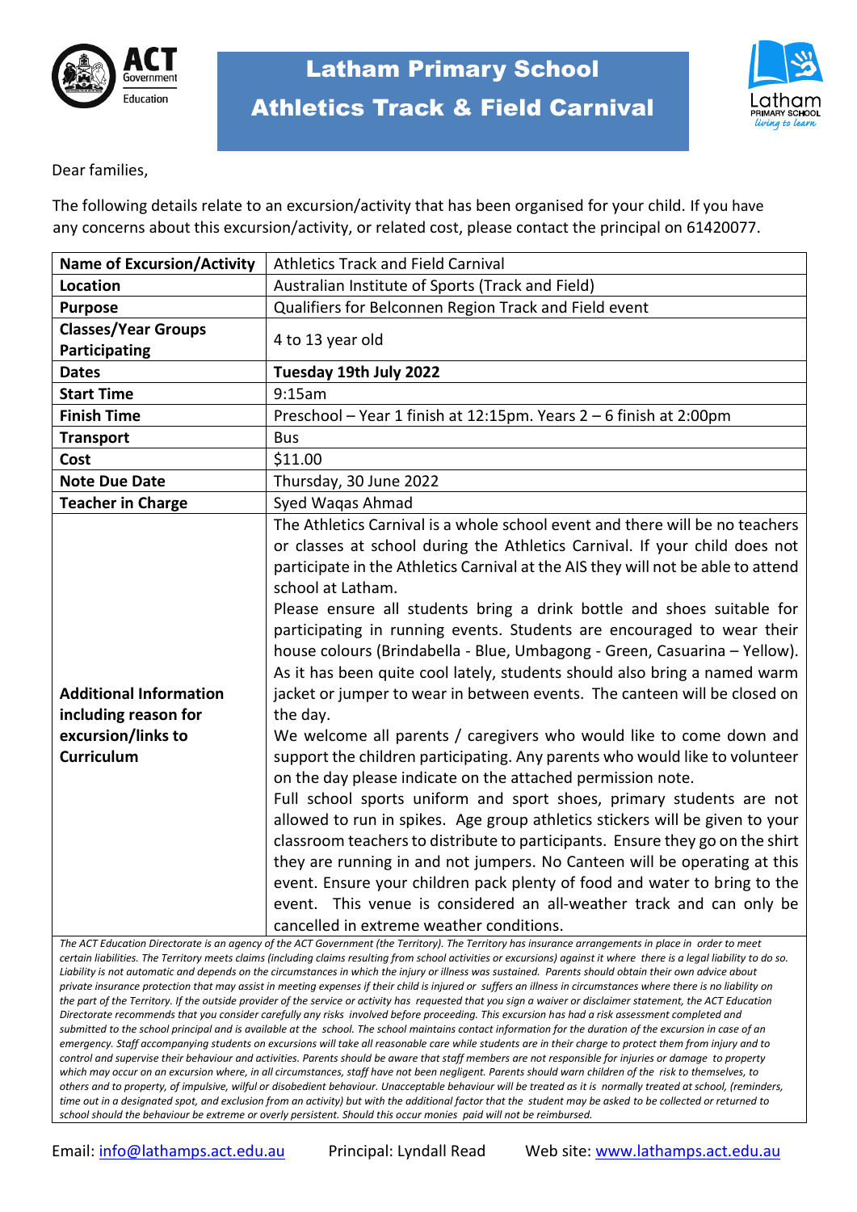# Latham Primary School

## Athletics Track & Field Carnival

Dear families,

The following details relate to an excursion/activity that has been organised for your child. If you have any concerns about this excursion/activity, or related cost, please contact the principal on 61420077.

| **Name of Excursion/Activity** | Athletics Track and Field Carnival |
|---|---|
| **Location** | Australian Institute of Sports (Track and Field) |
| **Purpose** | Qualifiers for Belconnen Region Track and Field event |
| **Classes/Year Groups Participating** | 4 to 13 year old |
| **Dates** | **Tuesday 19th July 2022** |
| **Start Time** | 9:15am |
| **Finish Time** | Preschool – Year 1 finish at 12:15pm. Years 2 – 6 finish at 2:00pm |
| **Transport** | Bus |
| **Cost** | $11.00 |
| **Note Due Date** | Thursday, 30 June 2022 |
| **Teacher in Charge** | Syed Waqas Ahmad |
| **Additional Information including reason for excursion/links to Curriculum** | The Athletics Carnival is a whole school event and there will be no teachers or classes at school during the Athletics Carnival. If your child does not participate in the Athletics Carnival at the AIS they will not be able to attend school at Latham.<br>Please ensure all students bring a drink bottle and shoes suitable for participating in running events. Students are encouraged to wear their house colours (Brindabella - Blue, Umbagong - Green, Casuarina – Yellow). As it has been quite cool lately, students should also bring a named warm jacket or jumper to wear in between events. The canteen will be closed on the day.<br>We welcome all parents / caregivers who would like to come down and support the children participating. Any parents who would like to volunteer on the day please indicate on the attached permission note.<br>Full school sports uniform and sport shoes, primary students are not allowed to run in spikes. Age group athletics stickers will be given to your classroom teachers to distribute to participants. Ensure they go on the shirt they are running in and not jumpers. No Canteen will be operating at this event. Ensure your children pack plenty of food and water to bring to the event. This venue is considered an all-weather track and can only be cancelled in extreme weather conditions. |

*The ACT Education Directorate is an agency of the ACT Government (the Territory). The Territory has insurance arrangements in place in order to meet certain liabilities. The Territory meets claims (including claims resulting from school activities or excursions) against it where there is a legal liability to do so. Liability is not automatic and depends on the circumstances in which the injury or illness was sustained. Parents should obtain their own advice about private insurance protection that may assist in meeting expenses if their child is injured or suffers an illness in circumstances where there is no liability on the part of the Territory. If the outside provider of the service or activity has requested that you sign a waiver or disclaimer statement, the ACT Education Directorate recommends that you consider carefully any risks involved before proceeding. This excursion has had a risk assessment completed and submitted to the school principal and is available at the school. The school maintains contact information for the duration of the excursion in case of an emergency. Staff accompanying students on excursions will take all reasonable care while students are in their charge to protect them from injury and to control and supervise their behaviour and activities. Parents should be aware that staff members are not responsible for injuries or damage to property which may occur on an excursion where, in all circumstances, staff have not been negligent. Parents should warn children of the risk to themselves, to others and to property, of impulsive, wilful or disobedient behaviour. Unacceptable behaviour will be treated as it is normally treated at school, (reminders, time out in a designated spot, and exclusion from an activity) but with the additional factor that the student may be asked to be collected or returned to school should the behaviour be extreme or overly persistent. Should this occur monies paid will not be reimbursed.*

Email: info@lathamps.act.edu.au Principal: Lyndall Read Web site: www.lathamps.act.edu.au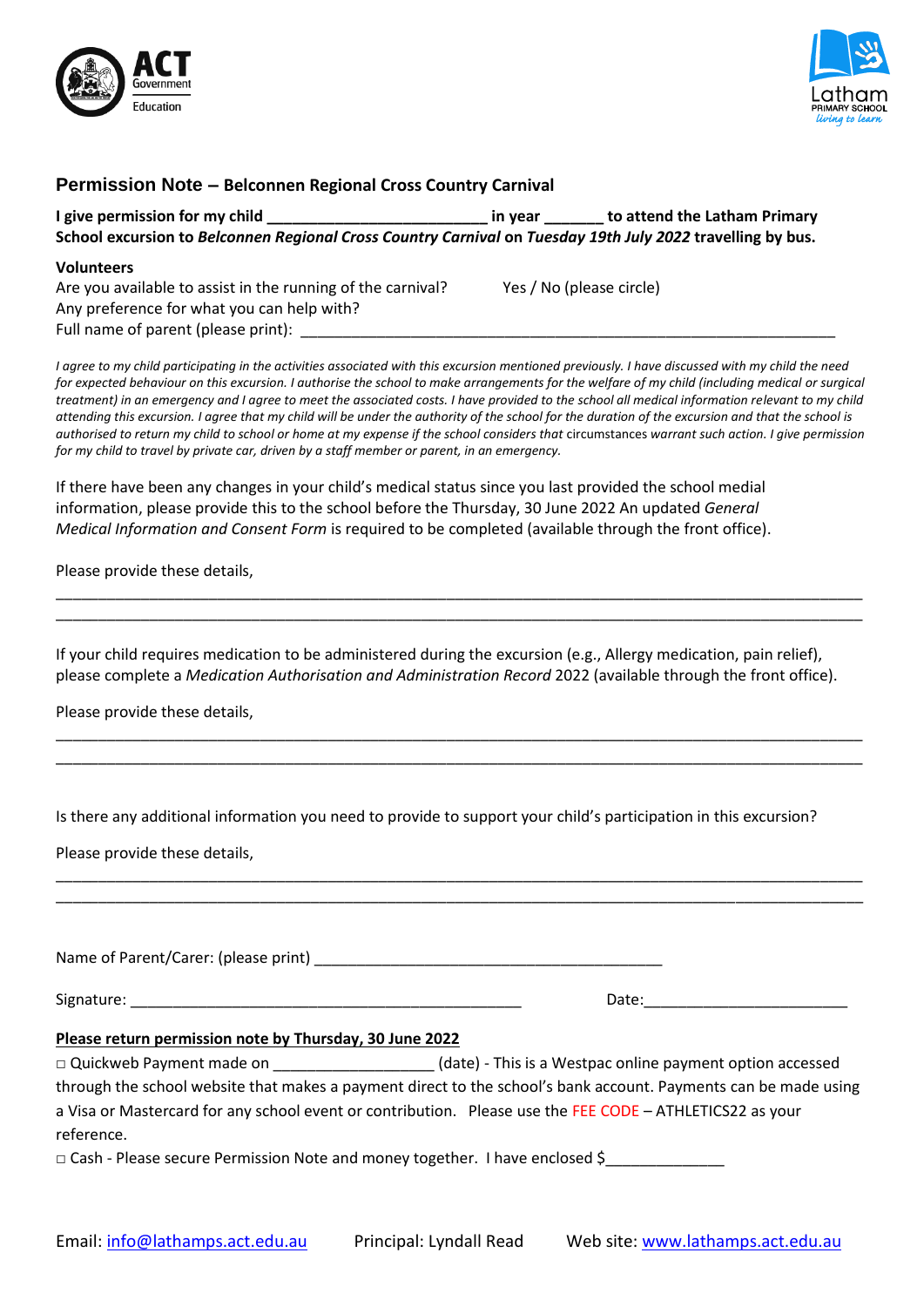## Permission Note – Belconnen Regional Cross Country Carnival

**I give permission for my child __________________________ in year _______ to attend the Latham Primary School excursion to *Belconnen Regional Cross Country Carnival* on *Tuesday 19th July 2022* travelling by bus.**

**Volunteers**

Are you available to assist in the running of the carnival? Yes / No (please circle)

Any preference for what you can help with?

Full name of parent (please print): _________________________________________________________________

*I agree to my child participating in the activities associated with this excursion mentioned previously. I have discussed with my child the need for expected behaviour on this excursion. I authorise the school to make arrangements for the welfare of my child (including medical or surgical treatment) in an emergency and I agree to meet the associated costs. I have provided to the school all medical information relevant to my child attending this excursion. I agree that my child will be under the authority of the school for the duration of the excursion and that the school is authorised to return my child to school or home at my expense if the school considers that circumstances warrant such action. I give permission for my child to travel by private car, driven by a staff member or parent, in an emergency.*

If there have been any changes in your child's medical status since you last provided the school medial information, please provide this to the school before the Thursday, 30 June 2022 An updated *General Medical Information and Consent Form* is required to be completed (available through the front office).

Please provide these details,

_____________________________________________________________________________________________

_____________________________________________________________________________________________

If your child requires medication to be administered during the excursion (e.g., Allergy medication, pain relief), please complete a *Medication Authorisation and Administration Record* 2022 (available through the front office).

Please provide these details,

_____________________________________________________________________________________________

_____________________________________________________________________________________________

Is there any additional information you need to provide to support your child's participation in this excursion?

Please provide these details,

_____________________________________________________________________________________________

_____________________________________________________________________________________________

Name of Parent/Carer: (please print) __________________________________________

Signature: _______________________________________________ Date:________________________

**Please return permission note by Thursday, 30 June 2022**

□ Quickweb Payment made on __________________ (date) - This is a Westpac online payment option accessed through the school website that makes a payment direct to the school's bank account. Payments can be made using a Visa or Mastercard for any school event or contribution. Please use the FEE CODE – ATHLETICS22 as your reference.

□ Cash - Please secure Permission Note and money together. I have enclosed $______________

Email: info@lathamps.act.edu.au Principal: Lyndall Read Web site: www.lathamps.act.edu.au